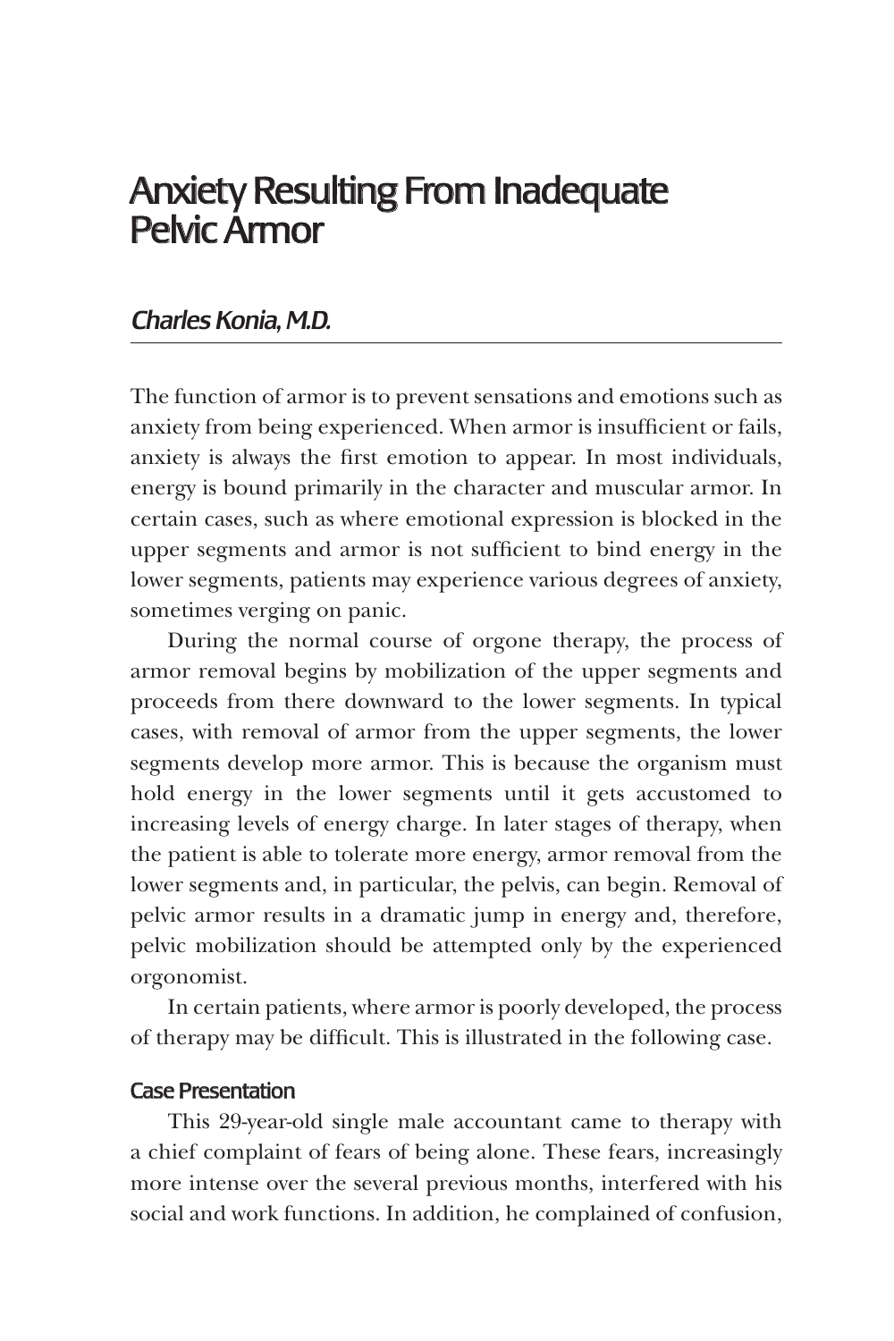# Anxiety Resulting From Inadequate Pelvic Armor

*Charles Konia, M.D.*

The function of armor is to prevent sensations and emotions such as anxiety from being experienced. When armor is insufficient or fails, anxiety is always the first emotion to appear. In most individuals, energy is bound primarily in the character and muscular armor. In certain cases, such as where emotional expression is blocked in the upper segments and armor is not sufficient to bind energy in the lower segments, patients may experience various degrees of anxiety, sometimes verging on panic.

During the normal course of orgone therapy, the process of armor removal begins by mobilization of the upper segments and proceeds from there downward to the lower segments. In typical cases, with removal of armor from the upper segments, the lower segments develop more armor. This is because the organism must hold energy in the lower segments until it gets accustomed to increasing levels of energy charge. In later stages of therapy, when the patient is able to tolerate more energy, armor removal from the lower segments and, in particular, the pelvis, can begin. Removal of pelvic armor results in a dramatic jump in energy and, therefore, pelvic mobilization should be attempted only by the experienced orgonomist.

In certain patients, where armor is poorly developed, the process of therapy may be difficult. This is illustrated in the following case.

## Case Presentation

This 29-year-old single male accountant came to therapy with a chief complaint of fears of being alone. These fears, increasingly more intense over the several previous months, interfered with his social and work functions. In addition, he complained of confusion,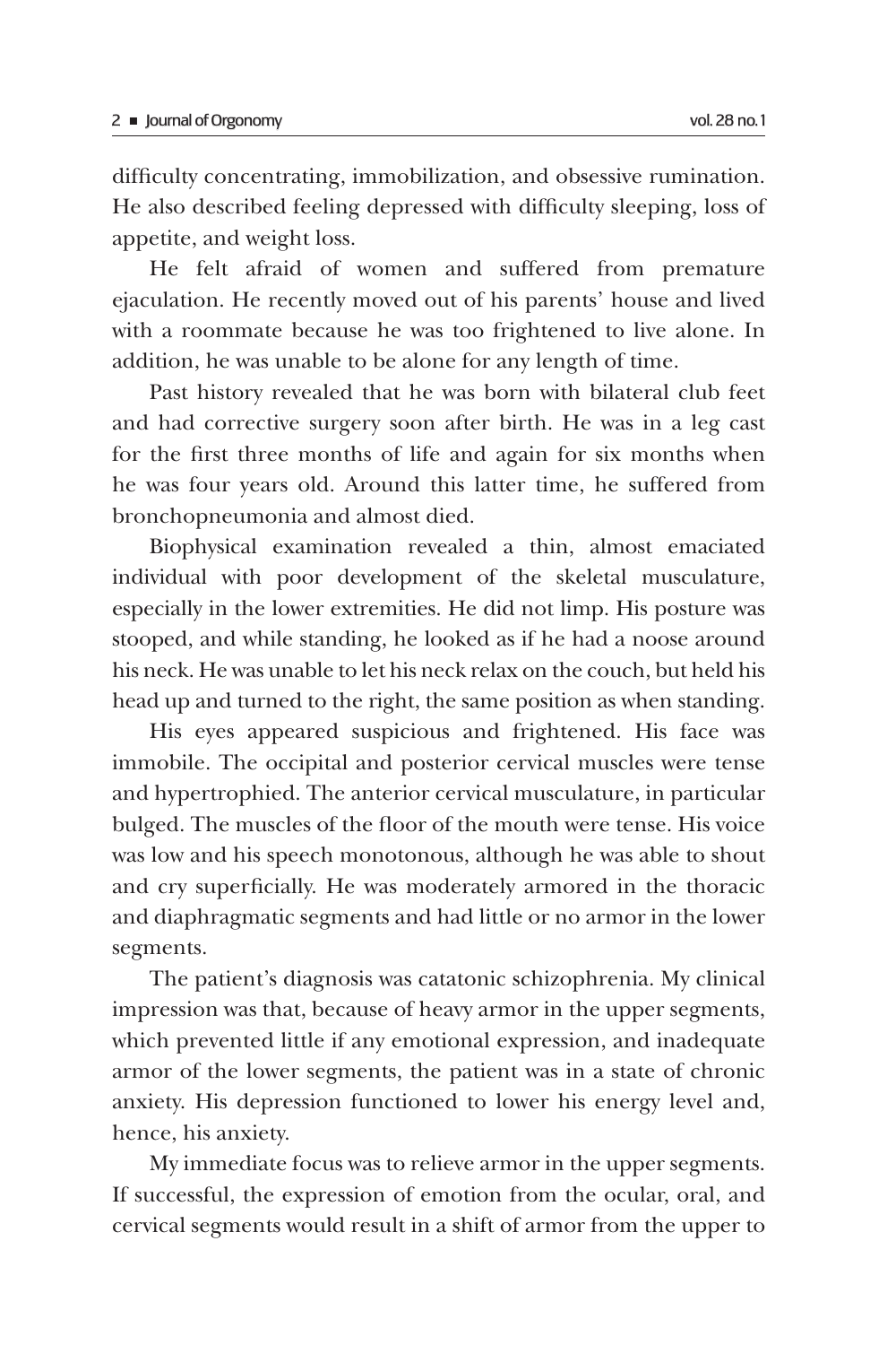difficulty concentrating, immobilization, and obsessive rumination. He also described feeling depressed with difficulty sleeping, loss of appetite, and weight loss.

He felt afraid of women and suffered from premature ejaculation. He recently moved out of his parents' house and lived with a roommate because he was too frightened to live alone. In addition, he was unable to be alone for any length of time.

Past history revealed that he was born with bilateral club feet and had corrective surgery soon after birth. He was in a leg cast for the first three months of life and again for six months when he was four years old. Around this latter time, he suffered from bronchopneumonia and almost died.

Biophysical examination revealed a thin, almost emaciated individual with poor development of the skeletal musculature, especially in the lower extremities. He did not limp. His posture was stooped, and while standing, he looked as if he had a noose around his neck. He was unable to let his neck relax on the couch, but held his head up and turned to the right, the same position as when standing.

His eyes appeared suspicious and frightened. His face was immobile. The occipital and posterior cervical muscles were tense and hypertrophied. The anterior cervical musculature, in particular bulged. The muscles of the floor of the mouth were tense. His voice was low and his speech monotonous, although he was able to shout and cry superficially. He was moderately armored in the thoracic and diaphragmatic segments and had little or no armor in the lower segments.

The patient's diagnosis was catatonic schizophrenia. My clinical impression was that, because of heavy armor in the upper segments, which prevented little if any emotional expression, and inadequate armor of the lower segments, the patient was in a state of chronic anxiety. His depression functioned to lower his energy level and, hence, his anxiety.

My immediate focus was to relieve armor in the upper segments. If successful, the expression of emotion from the ocular, oral, and cervical segments would result in a shift of armor from the upper to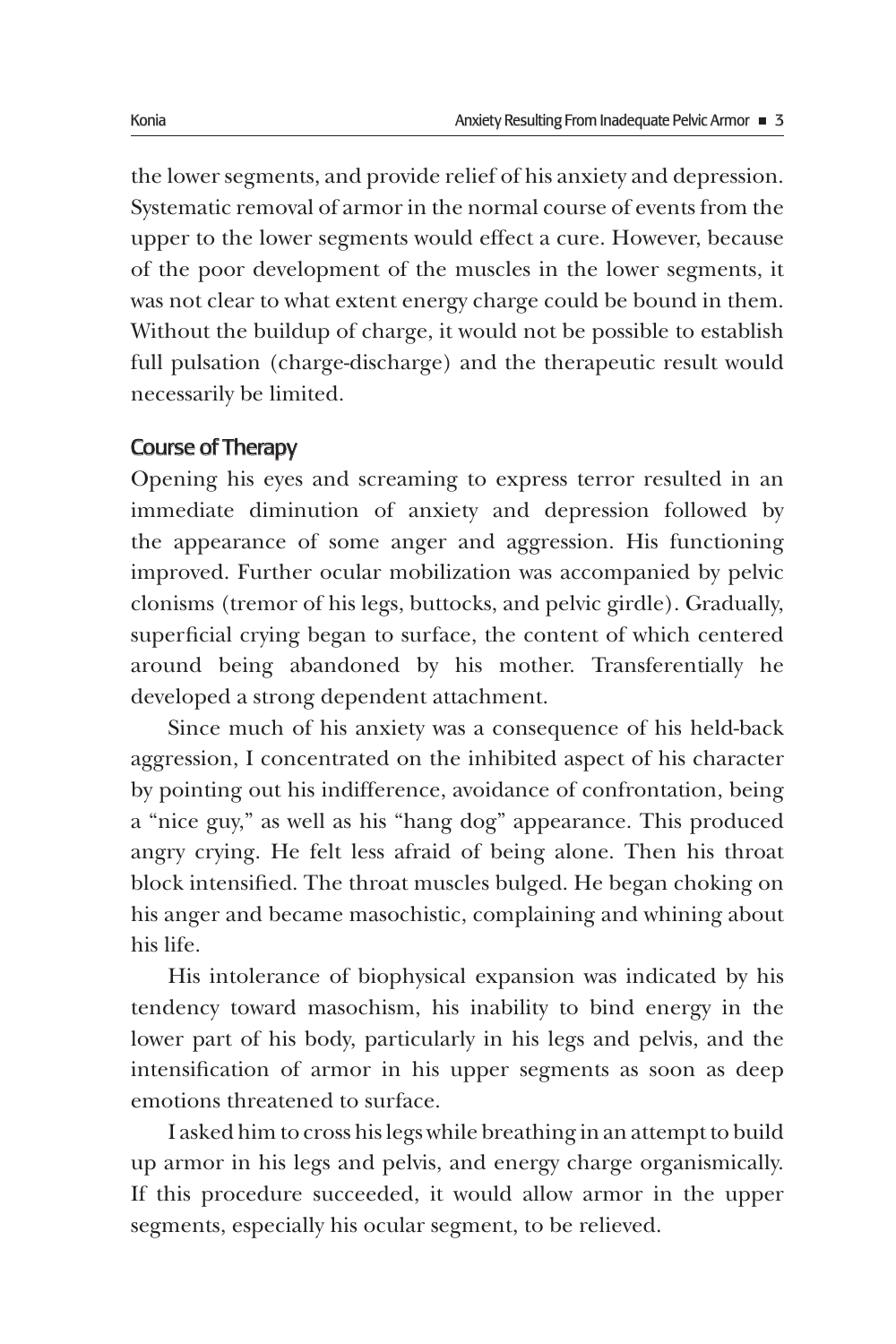the lower segments, and provide relief of his anxiety and depression. Systematic removal of armor in the normal course of events from the upper to the lower segments would effect a cure. However, because of the poor development of the muscles in the lower segments, it was not clear to what extent energy charge could be bound in them. Without the buildup of charge, it would not be possible to establish full pulsation (charge-discharge) and the therapeutic result would necessarily be limited.

## Course of Therapy

Opening his eyes and screaming to express terror resulted in an immediate diminution of anxiety and depression followed by the appearance of some anger and aggression. His functioning improved. Further ocular mobilization was accompanied by pelvic clonisms (tremor of his legs, buttocks, and pelvic girdle). Gradually, superficial crying began to surface, the content of which centered around being abandoned by his mother. Transferentially he developed a strong dependent attachment.

Since much of his anxiety was a consequence of his held-back aggression, I concentrated on the inhibited aspect of his character by pointing out his indifference, avoidance of confrontation, being a "nice guy," as well as his "hang dog" appearance. This produced angry crying. He felt less afraid of being alone. Then his throat block intensified. The throat muscles bulged. He began choking on his anger and became masochistic, complaining and whining about his life.

His intolerance of biophysical expansion was indicated by his tendency toward masochism, his inability to bind energy in the lower part of his body, particularly in his legs and pelvis, and the intensification of armor in his upper segments as soon as deep emotions threatened to surface.

I asked him to cross his legs while breathing in an attempt to build up armor in his legs and pelvis, and energy charge organismically. If this procedure succeeded, it would allow armor in the upper segments, especially his ocular segment, to be relieved.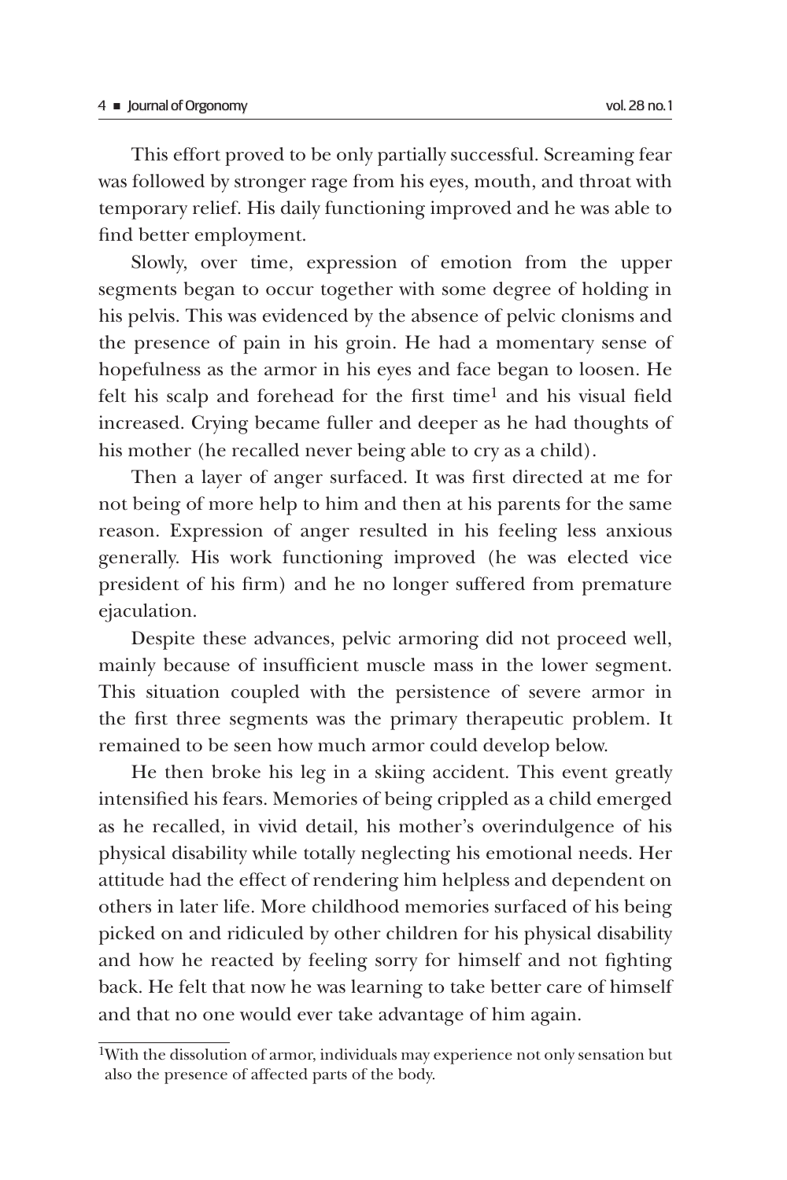This effort proved to be only partially successful. Screaming fear was followed by stronger rage from his eyes, mouth, and throat with temporary relief. His daily functioning improved and he was able to find better employment.

Slowly, over time, expression of emotion from the upper segments began to occur together with some degree of holding in his pelvis. This was evidenced by the absence of pelvic clonisms and the presence of pain in his groin. He had a momentary sense of hopefulness as the armor in his eyes and face began to loosen. He felt his scalp and forehead for the first time[1] and his visual field increased. Crying became fuller and deeper as he had thoughts of his mother (he recalled never being able to cry as a child).

Then a layer of anger surfaced. It was first directed at me for not being of more help to him and then at his parents for the same reason. Expression of anger resulted in his feeling less anxious generally. His work functioning improved (he was elected vice president of his firm) and he no longer suffered from premature ejaculation.

Despite these advances, pelvic armoring did not proceed well, mainly because of insufficient muscle mass in the lower segment. This situation coupled with the persistence of severe armor in the first three segments was the primary therapeutic problem. It remained to be seen how much armor could develop below.

He then broke his leg in a skiing accident. This event greatly intensified his fears. Memories of being crippled as a child emerged as he recalled, in vivid detail, his mother's overindulgence of his physical disability while totally neglecting his emotional needs. Her attitude had the effect of rendering him helpless and dependent on others in later life. More childhood memories surfaced of his being picked on and ridiculed by other children for his physical disability and how he reacted by feeling sorry for himself and not fighting back. He felt that now he was learning to take better care of himself and that no one would ever take advantage of him again.

---

[1]With the dissolution of armor, individuals may experience not only sensation but also the presence of affected parts of the body.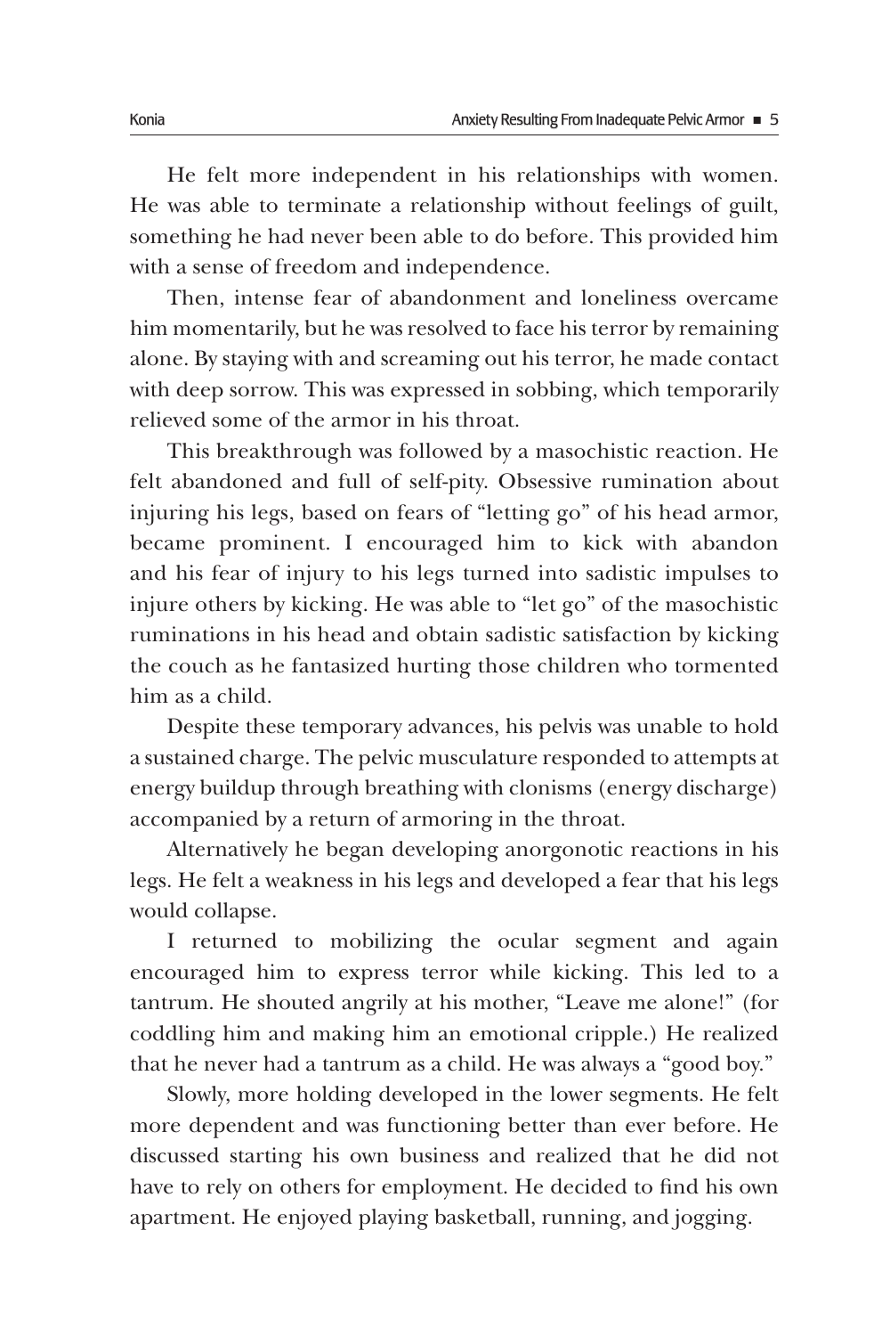He felt more independent in his relationships with women. He was able to terminate a relationship without feelings of guilt, something he had never been able to do before. This provided him with a sense of freedom and independence.

Then, intense fear of abandonment and loneliness overcame him momentarily, but he was resolved to face his terror by remaining alone. By staying with and screaming out his terror, he made contact with deep sorrow. This was expressed in sobbing, which temporarily relieved some of the armor in his throat.

This breakthrough was followed by a masochistic reaction. He felt abandoned and full of self-pity. Obsessive rumination about injuring his legs, based on fears of "letting go" of his head armor, became prominent. I encouraged him to kick with abandon and his fear of injury to his legs turned into sadistic impulses to injure others by kicking. He was able to "let go" of the masochistic ruminations in his head and obtain sadistic satisfaction by kicking the couch as he fantasized hurting those children who tormented him as a child.

Despite these temporary advances, his pelvis was unable to hold a sustained charge. The pelvic musculature responded to attempts at energy buildup through breathing with clonisms (energy discharge) accompanied by a return of armoring in the throat.

Alternatively he began developing anorgonotic reactions in his legs. He felt a weakness in his legs and developed a fear that his legs would collapse.

I returned to mobilizing the ocular segment and again encouraged him to express terror while kicking. This led to a tantrum. He shouted angrily at his mother, "Leave me alone!" (for coddling him and making him an emotional cripple.) He realized that he never had a tantrum as a child. He was always a "good boy."

Slowly, more holding developed in the lower segments. He felt more dependent and was functioning better than ever before. He discussed starting his own business and realized that he did not have to rely on others for employment. He decided to find his own apartment. He enjoyed playing basketball, running, and jogging.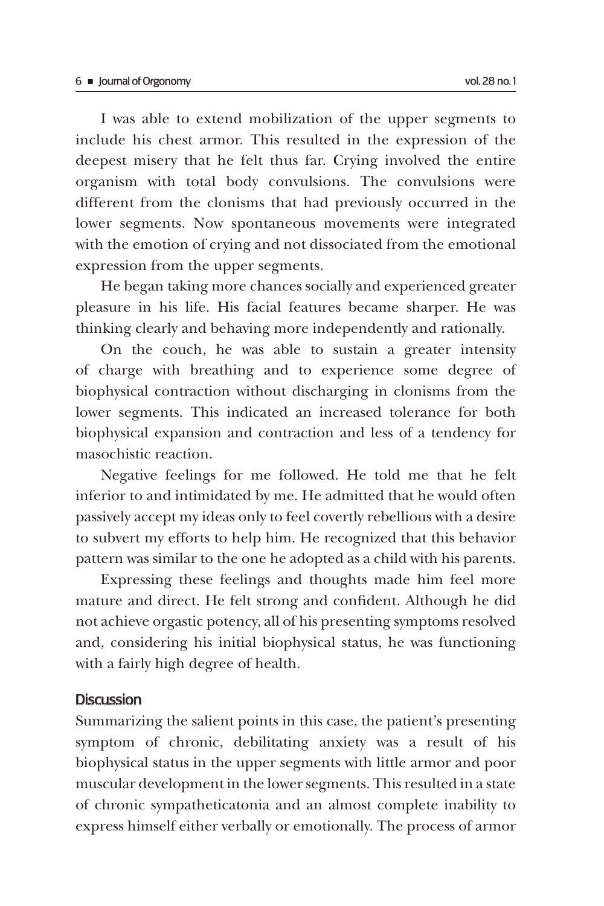I was able to extend mobilization of the upper segments to include his chest armor. This resulted in the expression of the deepest misery that he felt thus far. Crying involved the entire organism with total body convulsions. The convulsions were different from the clonisms that had previously occurred in the lower segments. Now spontaneous movements were integrated with the emotion of crying and not dissociated from the emotional expression from the upper segments.

He began taking more chances socially and experienced greater pleasure in his life. His facial features became sharper. He was thinking clearly and behaving more independently and rationally.

On the couch, he was able to sustain a greater intensity of charge with breathing and to experience some degree of biophysical contraction without discharging in clonisms from the lower segments. This indicated an increased tolerance for both biophysical expansion and contraction and less of a tendency for masochistic reaction.

Negative feelings for me followed. He told me that he felt inferior to and intimidated by me. He admitted that he would often passively accept my ideas only to feel covertly rebellious with a desire to subvert my efforts to help him. He recognized that this behavior pattern was similar to the one he adopted as a child with his parents.

Expressing these feelings and thoughts made him feel more mature and direct. He felt strong and confident. Although he did not achieve orgastic potency, all of his presenting symptoms resolved and, considering his initial biophysical status, he was functioning with a fairly high degree of health.

## Discussion

Summarizing the salient points in this case, the patient's presenting symptom of chronic, debilitating anxiety was a result of his biophysical status in the upper segments with little armor and poor muscular development in the lower segments. This resulted in a state of chronic sympatheticatonia and an almost complete inability to express himself either verbally or emotionally. The process of armor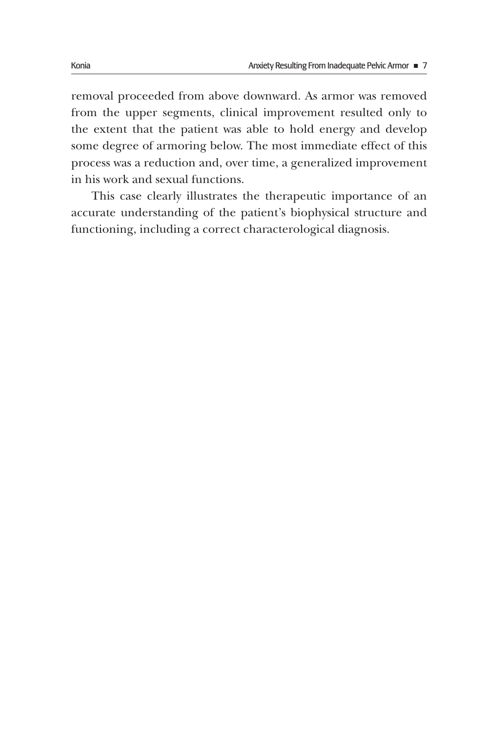removal proceeded from above downward. As armor was removed from the upper segments, clinical improvement resulted only to the extent that the patient was able to hold energy and develop some degree of armoring below. The most immediate effect of this process was a reduction and, over time, a generalized improvement in his work and sexual functions.

This case clearly illustrates the therapeutic importance of an accurate understanding of the patient's biophysical structure and functioning, including a correct characterological diagnosis.